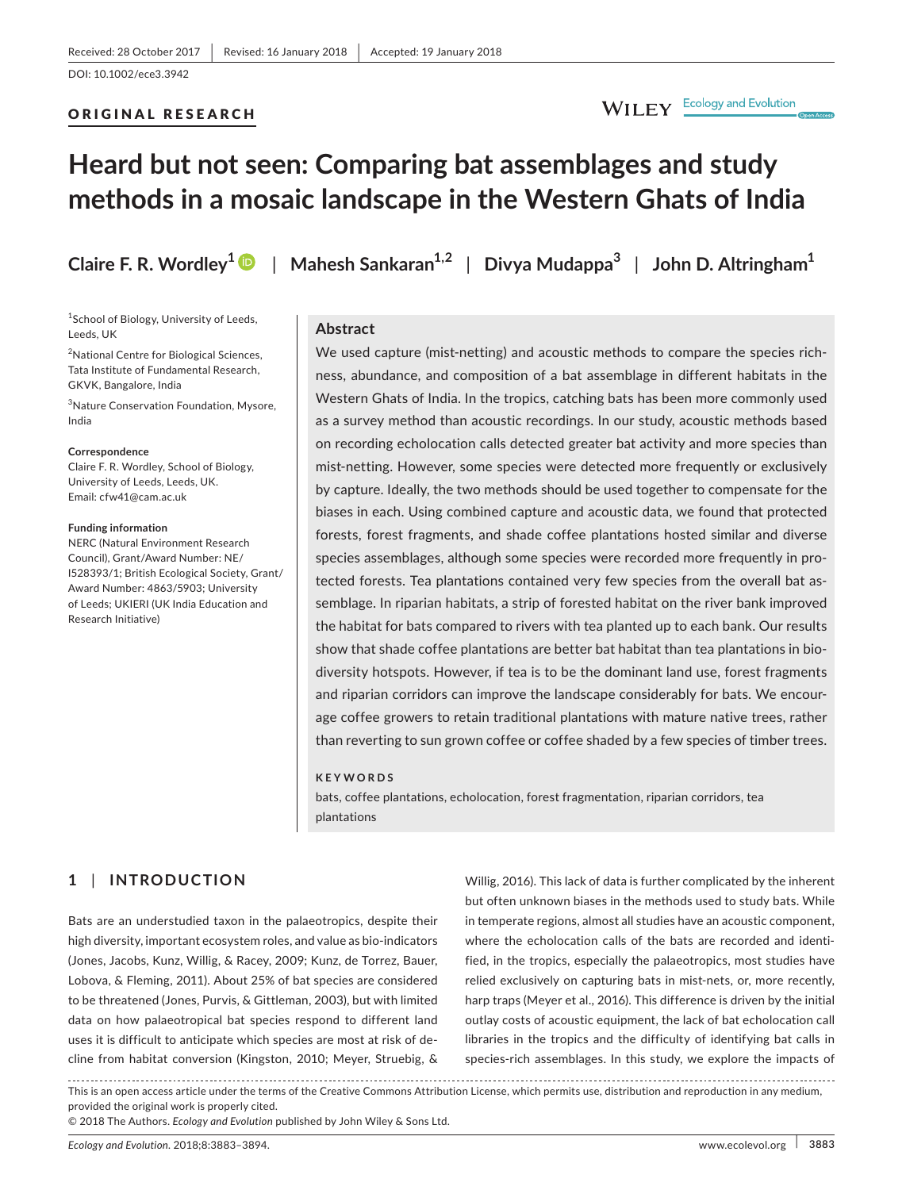Received: 28 October 2017 | Revised: 16 January 2018 | Accepted: 19 January 2018

DOI: 10.1002/ece3.3942

ORIGINAL RESEARCH

# Heard but not seen: Comparing bat assemblages and study methods in a mosaic landscape in the Western Ghats of India

**Claire F. R. Wordley**[1] | **Mahesh Sankaran**[1,2] | **Divya Mudappa**[3] | **John D. Altringham**[1]

[1]School of Biology, University of Leeds, Leeds, UK

[2]National Centre for Biological Sciences, Tata Institute of Fundamental Research, GKVK, Bangalore, India

[3]Nature Conservation Foundation, Mysore, India

**Correspondence**
Claire F. R. Wordley, School of Biology, University of Leeds, Leeds, UK.
Email: cfw41@cam.ac.uk

**Funding information**
NERC (Natural Environment Research Council), Grant/Award Number: NE/I528393/1; British Ecological Society, Grant/Award Number: 4863/5903; University of Leeds; UKIERI (UK India Education and Research Initiative)

## Abstract

We used capture (mist-netting) and acoustic methods to compare the species richness, abundance, and composition of a bat assemblage in different habitats in the Western Ghats of India. In the tropics, catching bats has been more commonly used as a survey method than acoustic recordings. In our study, acoustic methods based on recording echolocation calls detected greater bat activity and more species than mist-netting. However, some species were detected more frequently or exclusively by capture. Ideally, the two methods should be used together to compensate for the biases in each. Using combined capture and acoustic data, we found that protected forests, forest fragments, and shade coffee plantations hosted similar and diverse species assemblages, although some species were recorded more frequently in protected forests. Tea plantations contained very few species from the overall bat assemblage. In riparian habitats, a strip of forested habitat on the river bank improved the habitat for bats compared to rivers with tea planted up to each bank. Our results show that shade coffee plantations are better bat habitat than tea plantations in biodiversity hotspots. However, if tea is to be the dominant land use, forest fragments and riparian corridors can improve the landscape considerably for bats. We encourage coffee growers to retain traditional plantations with mature native trees, rather than reverting to sun grown coffee or coffee shaded by a few species of timber trees.

**KEYWORDS**

bats, coffee plantations, echolocation, forest fragmentation, riparian corridors, tea plantations

## 1 | INTRODUCTION

Bats are an understudied taxon in the palaeotropics, despite their high diversity, important ecosystem roles, and value as bio-indicators (Jones, Jacobs, Kunz, Willig, & Racey, 2009; Kunz, de Torrez, Bauer, Lobova, & Fleming, 2011). About 25% of bat species are considered to be threatened (Jones, Purvis, & Gittleman, 2003), but with limited data on how palaeotropical bat species respond to different land uses it is difficult to anticipate which species are most at risk of decline from habitat conversion (Kingston, 2010; Meyer, Struebig, & Willig, 2016). This lack of data is further complicated by the inherent but often unknown biases in the methods used to study bats. While in temperate regions, almost all studies have an acoustic component, where the echolocation calls of the bats are recorded and identified, in the tropics, especially the palaeotropics, most studies have relied exclusively on capturing bats in mist-nets, or, more recently, harp traps (Meyer et al., 2016). This difference is driven by the initial outlay costs of acoustic equipment, the lack of bat echolocation call libraries in the tropics and the difficulty of identifying bat calls in species-rich assemblages. In this study, we explore the impacts of

This is an open access article under the terms of the Creative Commons Attribution License, which permits use, distribution and reproduction in any medium, provided the original work is properly cited.
© 2018 The Authors. *Ecology and Evolution* published by John Wiley & Sons Ltd.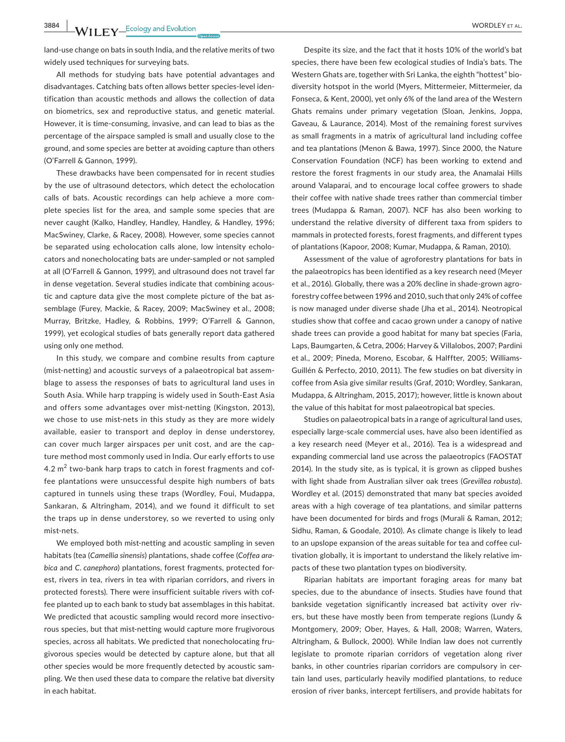land-use change on bats in south India, and the relative merits of two widely used techniques for surveying bats.

All methods for studying bats have potential advantages and disadvantages. Catching bats often allows better species-level identification than acoustic methods and allows the collection of data on biometrics, sex and reproductive status, and genetic material. However, it is time-consuming, invasive, and can lead to bias as the percentage of the airspace sampled is small and usually close to the ground, and some species are better at avoiding capture than others (O'Farrell & Gannon, 1999).

These drawbacks have been compensated for in recent studies by the use of ultrasound detectors, which detect the echolocation calls of bats. Acoustic recordings can help achieve a more complete species list for the area, and sample some species that are never caught (Kalko, Handley, Handley, Handley, & Handley, 1996; MacSwiney, Clarke, & Racey, 2008). However, some species cannot be separated using echolocation calls alone, low intensity echolocators and nonecholocating bats are under-sampled or not sampled at all (O'Farrell & Gannon, 1999), and ultrasound does not travel far in dense vegetation. Several studies indicate that combining acoustic and capture data give the most complete picture of the bat assemblage (Furey, Mackie, & Racey, 2009; MacSwiney et al., 2008; Murray, Britzke, Hadley, & Robbins, 1999; O'Farrell & Gannon, 1999), yet ecological studies of bats generally report data gathered using only one method.

In this study, we compare and combine results from capture (mist-netting) and acoustic surveys of a palaeotropical bat assemblage to assess the responses of bats to agricultural land uses in South Asia. While harp trapping is widely used in South-East Asia and offers some advantages over mist-netting (Kingston, 2013), we chose to use mist-nets in this study as they are more widely available, easier to transport and deploy in dense understorey, can cover much larger airspaces per unit cost, and are the capture method most commonly used in India. Our early efforts to use 4.2 $m^2$ two-bank harp traps to catch in forest fragments and coffee plantations were unsuccessful despite high numbers of bats captured in tunnels using these traps (Wordley, Foui, Mudappa, Sankaran, & Altringham, 2014), and we found it difficult to set the traps up in dense understorey, so we reverted to using only mist-nets.

We employed both mist-netting and acoustic sampling in seven habitats (tea (*Camellia sinensis*) plantations, shade coffee (*Coffea arabica* and *C. canephora*) plantations, forest fragments, protected forest, rivers in tea, rivers in tea with riparian corridors, and rivers in protected forests). There were insufficient suitable rivers with coffee planted up to each bank to study bat assemblages in this habitat. We predicted that acoustic sampling would record more insectivorous species, but that mist-netting would capture more frugivorous species, across all habitats. We predicted that nonecholocating frugivorous species would be detected by capture alone, but that all other species would be more frequently detected by acoustic sampling. We then used these data to compare the relative bat diversity in each habitat.

Despite its size, and the fact that it hosts 10% of the world's bat species, there have been few ecological studies of India's bats. The Western Ghats are, together with Sri Lanka, the eighth "hottest" biodiversity hotspot in the world (Myers, Mittermeier, Mittermeier, da Fonseca, & Kent, 2000), yet only 6% of the land area of the Western Ghats remains under primary vegetation (Sloan, Jenkins, Joppa, Gaveau, & Laurance, 2014). Most of the remaining forest survives as small fragments in a matrix of agricultural land including coffee and tea plantations (Menon & Bawa, 1997). Since 2000, the Nature Conservation Foundation (NCF) has been working to extend and restore the forest fragments in our study area, the Anamalai Hills around Valaparai, and to encourage local coffee growers to shade their coffee with native shade trees rather than commercial timber trees (Mudappa & Raman, 2007). NCF has also been working to understand the relative diversity of different taxa from spiders to mammals in protected forests, forest fragments, and different types of plantations (Kapoor, 2008; Kumar, Mudappa, & Raman, 2010).

Assessment of the value of agroforestry plantations for bats in the palaeotropics has been identified as a key research need (Meyer et al., 2016). Globally, there was a 20% decline in shade-grown agroforestry coffee between 1996 and 2010, such that only 24% of coffee is now managed under diverse shade (Jha et al., 2014). Neotropical studies show that coffee and cacao grown under a canopy of native shade trees can provide a good habitat for many bat species (Faria, Laps, Baumgarten, & Cetra, 2006; Harvey & Villalobos, 2007; Pardini et al., 2009; Pineda, Moreno, Escobar, & Halffter, 2005; Williams-Guillén & Perfecto, 2010, 2011). The few studies on bat diversity in coffee from Asia give similar results (Graf, 2010; Wordley, Sankaran, Mudappa, & Altringham, 2015, 2017); however, little is known about the value of this habitat for most palaeotropical bat species.

Studies on palaeotropical bats in a range of agricultural land uses, especially large-scale commercial uses, have also been identified as a key research need (Meyer et al., 2016). Tea is a widespread and expanding commercial land use across the palaeotropics (FAOSTAT 2014). In the study site, as is typical, it is grown as clipped bushes with light shade from Australian silver oak trees (*Grevillea robusta*). Wordley et al. (2015) demonstrated that many bat species avoided areas with a high coverage of tea plantations, and similar patterns have been documented for birds and frogs (Murali & Raman, 2012; Sidhu, Raman, & Goodale, 2010). As climate change is likely to lead to an upslope expansion of the areas suitable for tea and coffee cultivation globally, it is important to understand the likely relative impacts of these two plantation types on biodiversity.

Riparian habitats are important foraging areas for many bat species, due to the abundance of insects. Studies have found that bankside vegetation significantly increased bat activity over rivers, but these have mostly been from temperate regions (Lundy & Montgomery, 2009; Ober, Hayes, & Hall, 2008; Warren, Waters, Altringham, & Bullock, 2000). While Indian law does not currently legislate to promote riparian corridors of vegetation along river banks, in other countries riparian corridors are compulsory in certain land uses, particularly heavily modified plantations, to reduce erosion of river banks, intercept fertilisers, and provide habitats for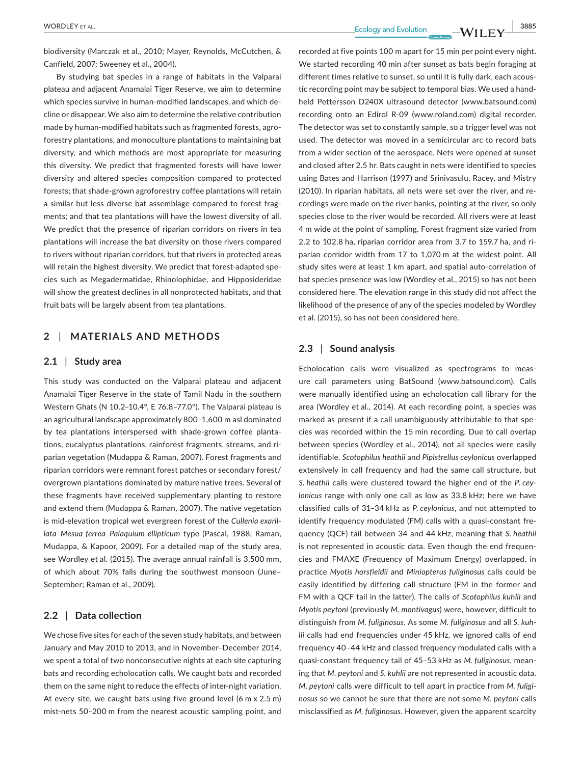biodiversity (Marczak et al., 2010; Mayer, Reynolds, McCutchen, & Canfield, 2007; Sweeney et al., 2004).

By studying bat species in a range of habitats in the Valparai plateau and adjacent Anamalai Tiger Reserve, we aim to determine which species survive in human-modified landscapes, and which decline or disappear. We also aim to determine the relative contribution made by human-modified habitats such as fragmented forests, agroforestry plantations, and monoculture plantations to maintaining bat diversity, and which methods are most appropriate for measuring this diversity. We predict that fragmented forests will have lower diversity and altered species composition compared to protected forests; that shade-grown agroforestry coffee plantations will retain a similar but less diverse bat assemblage compared to forest fragments; and that tea plantations will have the lowest diversity of all. We predict that the presence of riparian corridors on rivers in tea plantations will increase the bat diversity on those rivers compared to rivers without riparian corridors, but that rivers in protected areas will retain the highest diversity. We predict that forest-adapted species such as Megadermatidae, Rhinolophidae, and Hipposideridae will show the greatest declines in all nonprotected habitats, and that fruit bats will be largely absent from tea plantations.

## 2 | MATERIALS AND METHODS

### 2.1 | Study area

This study was conducted on the Valparai plateau and adjacent Anamalai Tiger Reserve in the state of Tamil Nadu in the southern Western Ghats (N 10.2–10.4°, E 76.8–77.0°). The Valparai plateau is an agricultural landscape approximately 800–1,600 m asl dominated by tea plantations interspersed with shade-grown coffee plantations, eucalyptus plantations, rainforest fragments, streams, and riparian vegetation (Mudappa & Raman, 2007). Forest fragments and riparian corridors were remnant forest patches or secondary forest/overgrown plantations dominated by mature native trees. Several of these fragments have received supplementary planting to restore and extend them (Mudappa & Raman, 2007). The native vegetation is mid-elevation tropical wet evergreen forest of the *Cullenia exarillata–Mesua ferrea–Palaquium ellipticum* type (Pascal, 1988; Raman, Mudappa, & Kapoor, 2009). For a detailed map of the study area, see Wordley et al. (2015). The average annual rainfall is 3,500 mm, of which about 70% falls during the southwest monsoon (June–September; Raman et al., 2009).

### 2.2 | Data collection

We chose five sites for each of the seven study habitats, and between January and May 2010 to 2013, and in November–December 2014, we spent a total of two nonconsecutive nights at each site capturing bats and recording echolocation calls. We caught bats and recorded them on the same night to reduce the effects of inter-night variation. At every site, we caught bats using five ground level (6 m x 2.5 m) mist-nets 50–200 m from the nearest acoustic sampling point, and recorded at five points 100 m apart for 15 min per point every night. We started recording 40 min after sunset as bats begin foraging at different times relative to sunset, so until it is fully dark, each acoustic recording point may be subject to temporal bias. We used a handheld Pettersson D240X ultrasound detector (www.batsound.com) recording onto an Edirol R-09 (www.roland.com) digital recorder. The detector was set to constantly sample, so a trigger level was not used. The detector was moved in a semicircular arc to record bats from a wider section of the aerospace. Nets were opened at sunset and closed after 2.5 hr. Bats caught in nets were identified to species using Bates and Harrison (1997) and Srinivasulu, Racey, and Mistry (2010). In riparian habitats, all nets were set over the river, and recordings were made on the river banks, pointing at the river, so only species close to the river would be recorded. All rivers were at least 4 m wide at the point of sampling. Forest fragment size varied from 2.2 to 102.8 ha, riparian corridor area from 3.7 to 159.7 ha, and riparian corridor width from 17 to 1,070 m at the widest point. All study sites were at least 1 km apart, and spatial auto-correlation of bat species presence was low (Wordley et al., 2015) so has not been considered here. The elevation range in this study did not affect the likelihood of the presence of any of the species modeled by Wordley et al. (2015), so has not been considered here.

### 2.3 | Sound analysis

Echolocation calls were visualized as spectrograms to measure call parameters using BatSound (www.batsound.com). Calls were manually identified using an echolocation call library for the area (Wordley et al., 2014). At each recording point, a species was marked as present if a call unambiguously attributable to that species was recorded within the 15 min recording. Due to call overlap between species (Wordley et al., 2014), not all species were easily identifiable. *Scotophilus heathii* and *Pipistrellus ceylonicus* overlapped extensively in call frequency and had the same call structure, but *S. heathii* calls were clustered toward the higher end of the *P. ceylonicus* range with only one call as low as 33.8 kHz; here we have classified calls of 31–34 kHz as *P. ceylonicus*, and not attempted to identify frequency modulated (FM) calls with a quasi-constant frequency (QCF) tail between 34 and 44 kHz, meaning that *S. heathii* is not represented in acoustic data. Even though the end frequencies and FMAXE (Frequency of Maximum Energy) overlapped, in practice *Myotis horsfieldii* and *Miniopterus fuliginosus* calls could be easily identified by differing call structure (FM in the former and FM with a QCF tail in the latter). The calls of *Scotophilus kuhlii* and *Myotis peytoni* (previously *M. montivagus*) were, however, difficult to distinguish from *M. fuliginosus*. As some *M. fuliginosus* and all *S. kuhlii* calls had end frequencies under 45 kHz, we ignored calls of end frequency 40–44 kHz and classed frequency modulated calls with a quasi-constant frequency tail of 45–53 kHz as *M. fuliginosus*, meaning that *M. peytoni* and *S. kuhlii* are not represented in acoustic data. *M. peytoni* calls were difficult to tell apart in practice from *M. fuliginosus* so we cannot be sure that there are not some *M. peytoni* calls misclassified as *M. fuliginosus*. However, given the apparent scarcity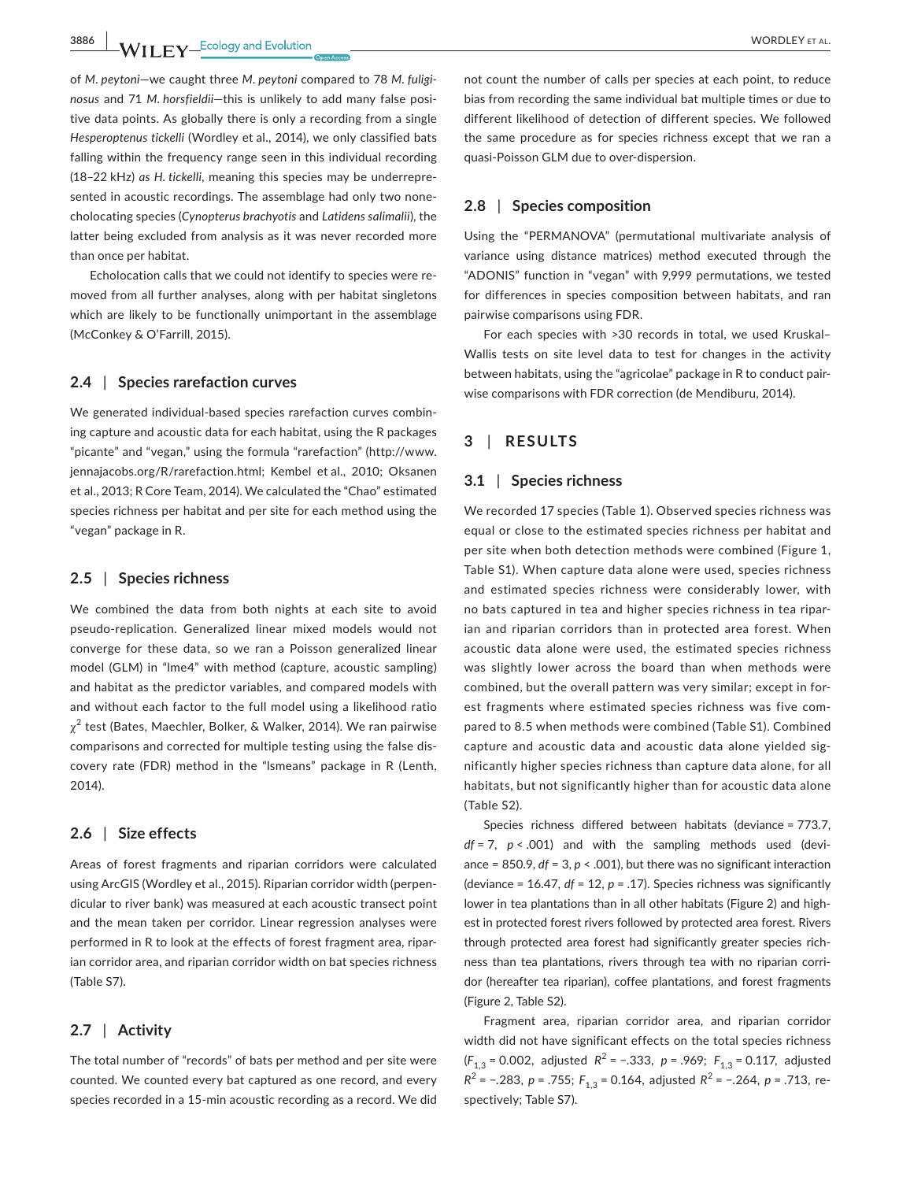of *M. peytoni*—we caught three *M. peytoni* compared to 78 *M. fuliginosus* and 71 *M. horsfieldii*—this is unlikely to add many false positive data points. As globally there is only a recording from a single *Hesperoptenus tickelli* (Wordley et al., 2014), we only classified bats falling within the frequency range seen in this individual recording (18–22 kHz) *as H. tickelli*, meaning this species may be underrepresented in acoustic recordings. The assemblage had only two nonecholocating species (*Cynopterus brachyotis* and *Latidens salimalii*), the latter being excluded from analysis as it was never recorded more than once per habitat.

Echolocation calls that we could not identify to species were removed from all further analyses, along with per habitat singletons which are likely to be functionally unimportant in the assemblage (McConkey & O'Farrill, 2015).

### 2.4 | Species rarefaction curves

We generated individual-based species rarefaction curves combining capture and acoustic data for each habitat, using the R packages "picante" and "vegan," using the formula "rarefaction" (http://www.jennajacobs.org/R/rarefaction.html; Kembel et al., 2010; Oksanen et al., 2013; R Core Team, 2014). We calculated the "Chao" estimated species richness per habitat and per site for each method using the "vegan" package in R.

### 2.5 | Species richness

We combined the data from both nights at each site to avoid pseudo-replication. Generalized linear mixed models would not converge for these data, so we ran a Poisson generalized linear model (GLM) in "lme4" with method (capture, acoustic sampling) and habitat as the predictor variables, and compared models with and without each factor to the full model using a likelihood ratio $\chi^2$ test (Bates, Maechler, Bolker, & Walker, 2014). We ran pairwise comparisons and corrected for multiple testing using the false discovery rate (FDR) method in the "lsmeans" package in R (Lenth, 2014).

### 2.6 | Size effects

Areas of forest fragments and riparian corridors were calculated using ArcGIS (Wordley et al., 2015). Riparian corridor width (perpendicular to river bank) was measured at each acoustic transect point and the mean taken per corridor. Linear regression analyses were performed in R to look at the effects of forest fragment area, riparian corridor area, and riparian corridor width on bat species richness (Table S7).

### 2.7 | Activity

The total number of "records" of bats per method and per site were counted. We counted every bat captured as one record, and every species recorded in a 15-min acoustic recording as a record. We did not count the number of calls per species at each point, to reduce bias from recording the same individual bat multiple times or due to different likelihood of detection of different species. We followed the same procedure as for species richness except that we ran a quasi-Poisson GLM due to over-dispersion.

### 2.8 | Species composition

Using the "PERMANOVA" (permutational multivariate analysis of variance using distance matrices) method executed through the "ADONIS" function in "vegan" with 9,999 permutations, we tested for differences in species composition between habitats, and ran pairwise comparisons using FDR.

For each species with >30 records in total, we used Kruskal–Wallis tests on site level data to test for changes in the activity between habitats, using the "agricolae" package in R to conduct pairwise comparisons with FDR correction (de Mendiburu, 2014).

## 3 | RESULTS

### 3.1 | Species richness

We recorded 17 species (Table 1). Observed species richness was equal or close to the estimated species richness per habitat and per site when both detection methods were combined (Figure 1, Table S1). When capture data alone were used, species richness and estimated species richness were considerably lower, with no bats captured in tea and higher species richness in tea riparian and riparian corridors than in protected area forest. When acoustic data alone were used, the estimated species richness was slightly lower across the board than when methods were combined, but the overall pattern was very similar; except in forest fragments where estimated species richness was five compared to 8.5 when methods were combined (Table S1). Combined capture and acoustic data and acoustic data alone yielded significantly higher species richness than capture data alone, for all habitats, but not significantly higher than for acoustic data alone (Table S2).

Species richness differed between habitats (deviance = 773.7, $df = 7$, $p < .001$) and with the sampling methods used (deviance = 850.9, $df = 3$, $p < .001$), but there was no significant interaction (deviance = 16.47, $df = 12$, $p = .17$). Species richness was significantly lower in tea plantations than in all other habitats (Figure 2) and highest in protected forest rivers followed by protected area forest. Rivers through protected area forest had significantly greater species richness than tea plantations, rivers through tea with no riparian corridor (hereafter tea riparian), coffee plantations, and forest fragments (Figure 2, Table S2).

Fragment area, riparian corridor area, and riparian corridor width did not have significant effects on the total species richness ($F_{1,3} = 0.002$, adjusted $R^2 = -.333$, $p = .969$; $F_{1,3} = 0.117$, adjusted $R^2 = -.283$, $p = .755$; $F_{1,3} = 0.164$, adjusted $R^2 = -.264$, $p = .713$, respectively; Table S7).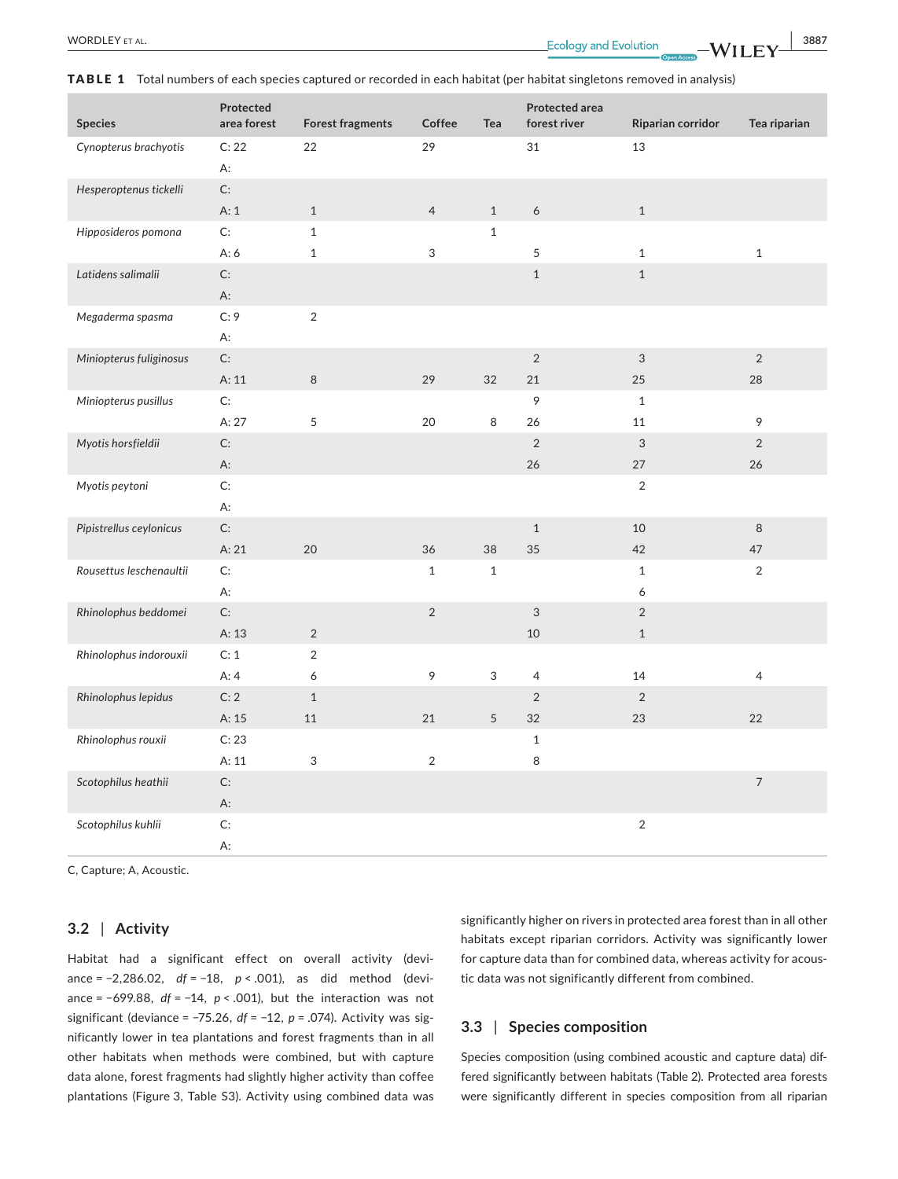**TABLE 1** Total numbers of each species captured or recorded in each habitat (per habitat singletons removed in analysis)

| Species | Protected area forest | Forest fragments | Coffee | Tea | Protected area forest river | Riparian corridor | Tea riparian |
|---|---|---|---|---|---|---|---|
| *Cynopterus brachyotis* | C: 22 | 22 | 29 | | 31 | 13 | |
| | A: | | | | | | |
| *Hesperoptenus tickelli* | C: | | | | | | |
| | A: 1 | 1 | 4 | 1 | 6 | 1 | |
| *Hipposideros pomona* | C: | 1 | | 1 | | | |
| | A: 6 | 1 | 3 | | 5 | 1 | 1 |
| *Latidens salimalii* | C: | | | | 1 | 1 | |
| | A: | | | | | | |
| *Megaderma spasma* | C: 9 | 2 | | | | | |
| | A: | | | | | | |
| *Miniopterus fuliginosus* | C: | | | | 2 | 3 | 2 |
| | A: 11 | 8 | 29 | 32 | 21 | 25 | 28 |
| *Miniopterus pusillus* | C: | | | | 9 | 1 | |
| | A: 27 | 5 | 20 | 8 | 26 | 11 | 9 |
| *Myotis horsfieldii* | C: | | | | 2 | 3 | 2 |
| | A: | | | | 26 | 27 | 26 |
| *Myotis peytoni* | C: | | | | | 2 | |
| | A: | | | | | | |
| *Pipistrellus ceylonicus* | C: | | | | 1 | 10 | 8 |
| | A: 21 | 20 | 36 | 38 | 35 | 42 | 47 |
| *Rousettus leschenaultii* | C: | | 1 | 1 | | 1 | 2 |
| | A: | | | | | 6 | |
| *Rhinolophus beddomei* | C: | | 2 | | 3 | 2 | |
| | A: 13 | 2 | | | 10 | 1 | |
| *Rhinolophus indorouxii* | C: 1 | 2 | | | | | |
| | A: 4 | 6 | 9 | 3 | 4 | 14 | 4 |
| *Rhinolophus lepidus* | C: 2 | 1 | | | 2 | 2 | |
| | A: 15 | 11 | 21 | 5 | 32 | 23 | 22 |
| *Rhinolophus rouxii* | C: 23 | | | | 1 | | |
| | A: 11 | 3 | 2 | | 8 | | |
| *Scotophilus heathii* | C: | | | | | | 7 |
| | A: | | | | | | |
| *Scotophilus kuhlii* | C: | | | | | 2 | |
| | A: | | | | | | |

C, Capture; A, Acoustic.

## 3.2 | Activity

Habitat had a significant effect on overall activity (deviance = −2,286.02, $df = -18$, $p < .001$), as did method (deviance = −699.88, $df = -14$, $p < .001$), but the interaction was not significant (deviance = −75.26, $df = -12$, $p = .074$). Activity was significantly lower in tea plantations and forest fragments than in all other habitats when methods were combined, but with capture data alone, forest fragments had slightly higher activity than coffee plantations (Figure 3, Table S3). Activity using combined data was significantly higher on rivers in protected area forest than in all other habitats except riparian corridors. Activity was significantly lower for capture data than for combined data, whereas activity for acoustic data was not significantly different from combined.

## 3.3 | Species composition

Species composition (using combined acoustic and capture data) differed significantly between habitats (Table 2). Protected area forests were significantly different in species composition from all riparian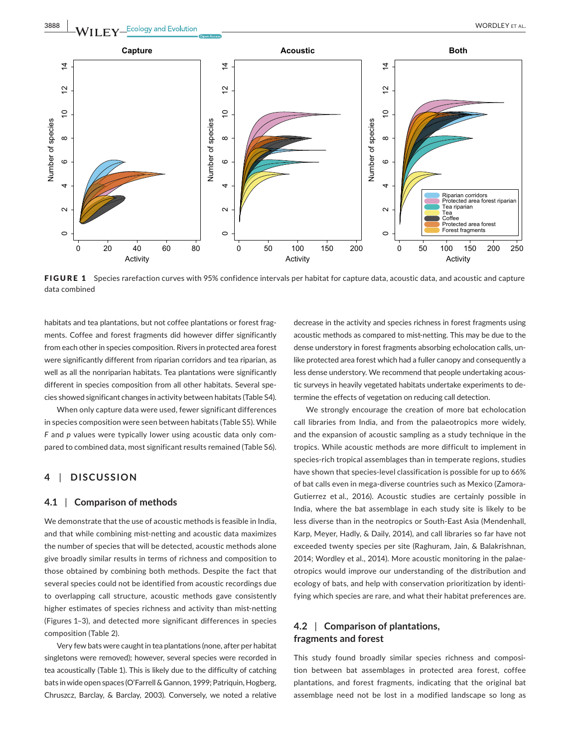**FIGURE 1** Species rarefaction curves with 95% confidence intervals per habitat for capture data, acoustic data, and acoustic and capture data combined

habitats and tea plantations, but not coffee plantations or forest fragments. Coffee and forest fragments did however differ significantly from each other in species composition. Rivers in protected area forest were significantly different from riparian corridors and tea riparian, as well as all the nonriparian habitats. Tea plantations were significantly different in species composition from all other habitats. Several species showed significant changes in activity between habitats (Table S4).

When only capture data were used, fewer significant differences in species composition were seen between habitats (Table S5). While *F* and *p* values were typically lower using acoustic data only compared to combined data, most significant results remained (Table S6).

## 4 | DISCUSSION

### 4.1 | Comparison of methods

We demonstrate that the use of acoustic methods is feasible in India, and that while combining mist-netting and acoustic data maximizes the number of species that will be detected, acoustic methods alone give broadly similar results in terms of richness and composition to those obtained by combining both methods. Despite the fact that several species could not be identified from acoustic recordings due to overlapping call structure, acoustic methods gave consistently higher estimates of species richness and activity than mist-netting (Figures 1–3), and detected more significant differences in species composition (Table 2).

Very few bats were caught in tea plantations (none, after per habitat singletons were removed); however, several species were recorded in tea acoustically (Table 1). This is likely due to the difficulty of catching bats in wide open spaces (O'Farrell & Gannon, 1999; Patriquin, Hogberg, Chruszcz, Barclay, & Barclay, 2003). Conversely, we noted a relative decrease in the activity and species richness in forest fragments using acoustic methods as compared to mist-netting. This may be due to the dense understory in forest fragments absorbing echolocation calls, unlike protected area forest which had a fuller canopy and consequently a less dense understory. We recommend that people undertaking acoustic surveys in heavily vegetated habitats undertake experiments to determine the effects of vegetation on reducing call detection.

We strongly encourage the creation of more bat echolocation call libraries from India, and the palaeotropics more widely, and the expansion of acoustic sampling as a study technique in the tropics. While acoustic methods are more difficult to implement in species-rich tropical assemblages than in temperate regions, studies have shown that species-level classification is possible for up to 66% of bat calls even in mega-diverse countries such as Mexico (Zamora-Gutierrez et al., 2016). Acoustic studies are certainly possible in India, where the bat assemblage in each study site is likely to be less diverse than in the neotropics or South-East Asia (Mendenhall, Karp, Meyer, Hadly, & Daily, 2014), and call libraries so far have not exceeded twenty species per site (Raghuram, Jain, & Balakrishnan, 2014; Wordley et al., 2014). More acoustic monitoring in the palaeotropics would improve our understanding of the distribution and ecology of bats, and help with conservation prioritization by identifying which species are rare, and what their habitat preferences are.

### 4.2 | Comparison of plantations, fragments and forest

This study found broadly similar species richness and composition between bat assemblages in protected area forest, coffee plantations, and forest fragments, indicating that the original bat assemblage need not be lost in a modified landscape so long as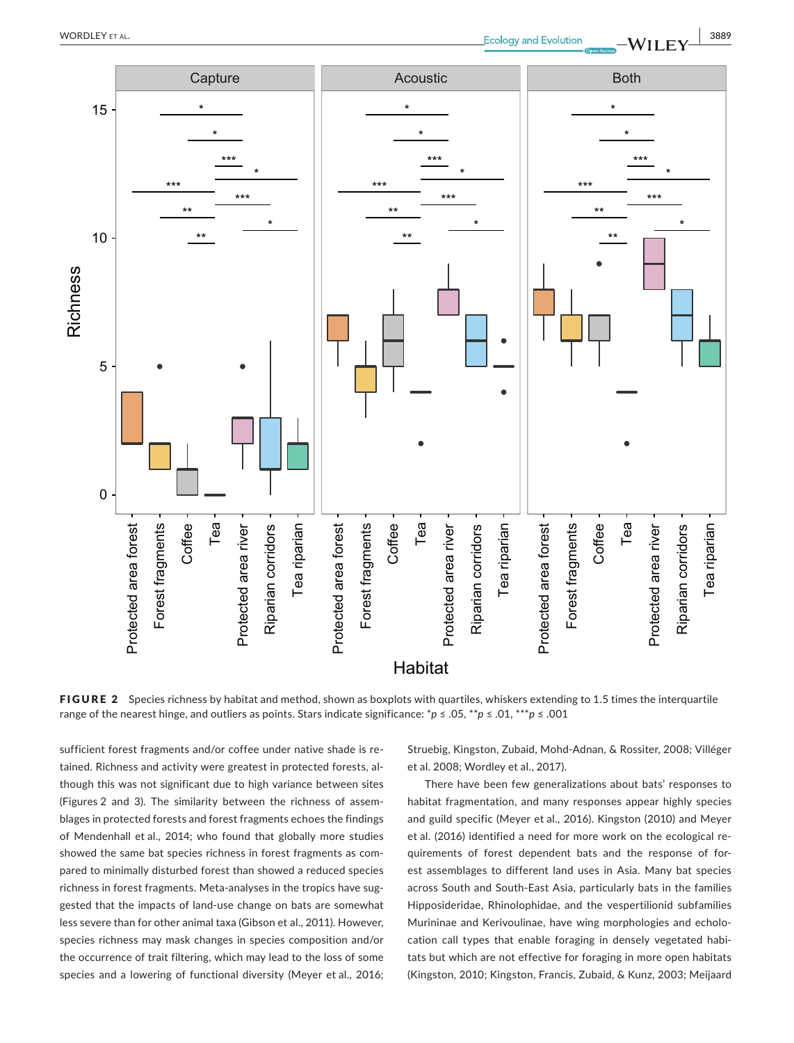**FIGURE 2** Species richness by habitat and method, shown as boxplots with quartiles, whiskers extending to 1.5 times the interquartile range of the nearest hinge, and outliers as points. Stars indicate significance: *$p \le .05$, **$p \le .01$, ***$p \le .001$

sufficient forest fragments and/or coffee under native shade is retained. Richness and activity were greatest in protected forests, although this was not significant due to high variance between sites (Figures 2 and 3). The similarity between the richness of assemblages in protected forests and forest fragments echoes the findings of Mendenhall et al., 2014; who found that globally more studies showed the same bat species richness in forest fragments as compared to minimally disturbed forest than showed a reduced species richness in forest fragments. Meta-analyses in the tropics have suggested that the impacts of land-use change on bats are somewhat less severe than for other animal taxa (Gibson et al., 2011). However, species richness may mask changes in species composition and/or the occurrence of trait filtering, which may lead to the loss of some species and a lowering of functional diversity (Meyer et al., 2016; Struebig, Kingston, Zubaid, Mohd-Adnan, & Rossiter, 2008; Villéger et al. 2008; Wordley et al., 2017).

There have been few generalizations about bats' responses to habitat fragmentation, and many responses appear highly species and guild specific (Meyer et al., 2016). Kingston (2010) and Meyer et al. (2016) identified a need for more work on the ecological requirements of forest dependent bats and the response of forest assemblages to different land uses in Asia. Many bat species across South and South-East Asia, particularly bats in the families Hipposideridae, Rhinolophidae, and the vespertilionid subfamilies Murininae and Kerivoulinae, have wing morphologies and echolocation call types that enable foraging in densely vegetated habitats but which are not effective for foraging in more open habitats (Kingston, 2010; Kingston, Francis, Zubaid, & Kunz, 2003; Meijaard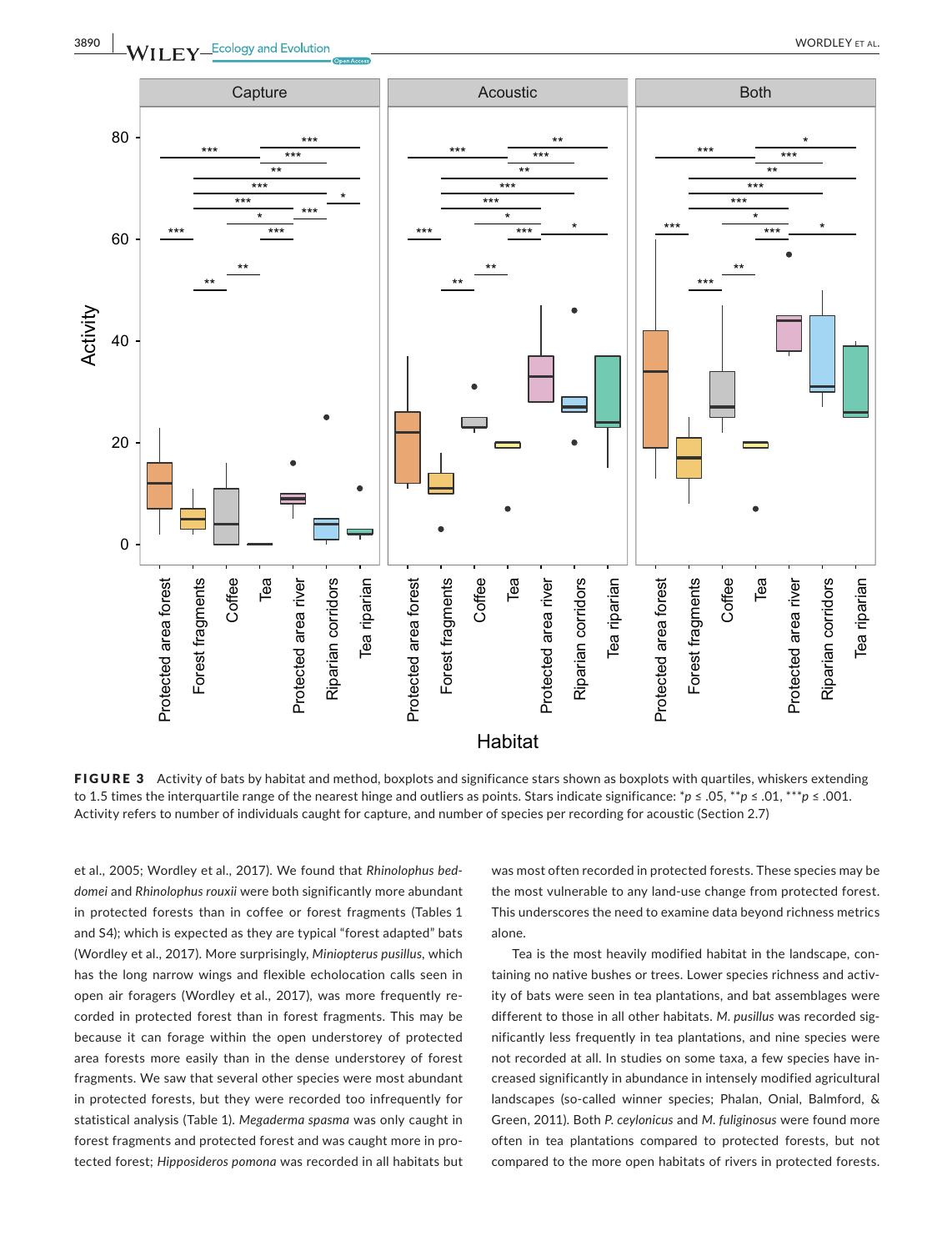**FIGURE 3** Activity of bats by habitat and method, boxplots and significance stars shown as boxplots with quartiles, whiskers extending to 1.5 times the interquartile range of the nearest hinge and outliers as points. Stars indicate significance: * $p \le .05$, ** $p \le .01$, *** $p \le .001$. Activity refers to number of individuals caught for capture, and number of species per recording for acoustic (Section 2.7)

et al., 2005; Wordley et al., 2017). We found that *Rhinolophus beddomei* and *Rhinolophus rouxii* were both significantly more abundant in protected forests than in coffee or forest fragments (Tables 1 and S4); which is expected as they are typical "forest adapted" bats (Wordley et al., 2017). More surprisingly, *Miniopterus pusillus*, which has the long narrow wings and flexible echolocation calls seen in open air foragers (Wordley et al., 2017), was more frequently recorded in protected forest than in forest fragments. This may be because it can forage within the open understorey of protected area forests more easily than in the dense understorey of forest fragments. We saw that several other species were most abundant in protected forests, but they were recorded too infrequently for statistical analysis (Table 1). *Megaderma spasma* was only caught in forest fragments and protected forest and was caught more in protected forest; *Hipposideros pomona* was recorded in all habitats but was most often recorded in protected forests. These species may be the most vulnerable to any land-use change from protected forest. This underscores the need to examine data beyond richness metrics alone.

Tea is the most heavily modified habitat in the landscape, containing no native bushes or trees. Lower species richness and activity of bats were seen in tea plantations, and bat assemblages were different to those in all other habitats. *M. pusillus* was recorded significantly less frequently in tea plantations, and nine species were not recorded at all. In studies on some taxa, a few species have increased significantly in abundance in intensely modified agricultural landscapes (so-called winner species; Phalan, Onial, Balmford, & Green, 2011). Both *P. ceylonicus* and *M. fuliginosus* were found more often in tea plantations compared to protected forests, but not compared to the more open habitats of rivers in protected forests.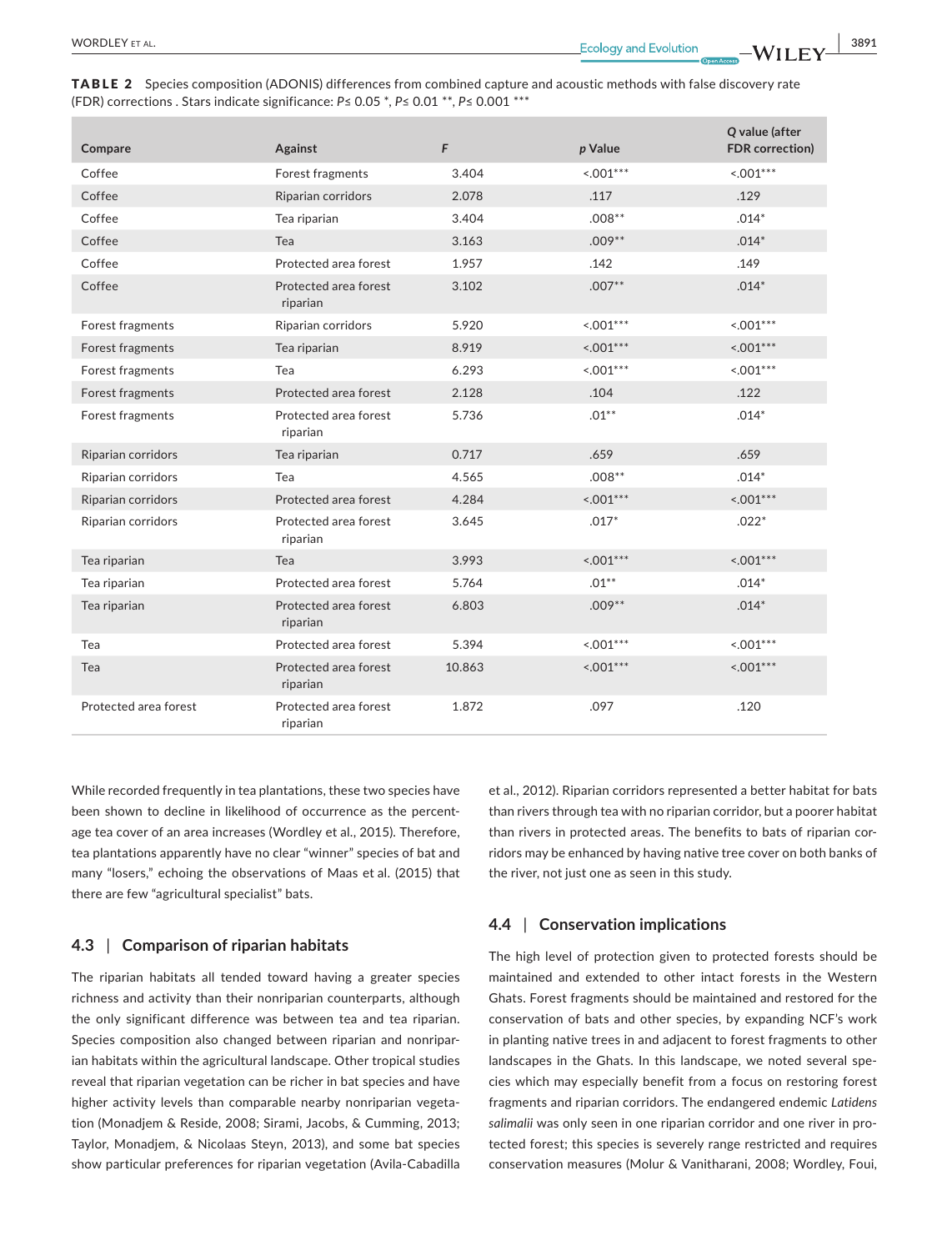**TABLE 2** Species composition (ADONIS) differences from combined capture and acoustic methods with false discovery rate (FDR) corrections . Stars indicate significance: $P \leq 0.05$ *, $P \leq 0.01$ **, $P \leq 0.001$ ***

| Compare | Against | $F$ | $p$ Value | $Q$ value (after FDR correction) |
|---|---|---|---|---|
| Coffee | Forest fragments | 3.404 | <.001*** | <.001*** |
| Coffee | Riparian corridors | 2.078 | .117 | .129 |
| Coffee | Tea riparian | 3.404 | .008** | .014* |
| Coffee | Tea | 3.163 | .009** | .014* |
| Coffee | Protected area forest | 1.957 | .142 | .149 |
| Coffee | Protected area forest riparian | 3.102 | .007** | .014* |
| Forest fragments | Riparian corridors | 5.920 | <.001*** | <.001*** |
| Forest fragments | Tea riparian | 8.919 | <.001*** | <.001*** |
| Forest fragments | Tea | 6.293 | <.001*** | <.001*** |
| Forest fragments | Protected area forest | 2.128 | .104 | .122 |
| Forest fragments | Protected area forest riparian | 5.736 | .01** | .014* |
| Riparian corridors | Tea riparian | 0.717 | .659 | .659 |
| Riparian corridors | Tea | 4.565 | .008** | .014* |
| Riparian corridors | Protected area forest | 4.284 | <.001*** | <.001*** |
| Riparian corridors | Protected area forest riparian | 3.645 | .017* | .022* |
| Tea riparian | Tea | 3.993 | <.001*** | <.001*** |
| Tea riparian | Protected area forest | 5.764 | .01** | .014* |
| Tea riparian | Protected area forest riparian | 6.803 | .009** | .014* |
| Tea | Protected area forest | 5.394 | <.001*** | <.001*** |
| Tea | Protected area forest riparian | 10.863 | <.001*** | <.001*** |
| Protected area forest | Protected area forest riparian | 1.872 | .097 | .120 |

While recorded frequently in tea plantations, these two species have been shown to decline in likelihood of occurrence as the percentage tea cover of an area increases (Wordley et al., 2015). Therefore, tea plantations apparently have no clear "winner" species of bat and many "losers," echoing the observations of Maas et al. (2015) that there are few "agricultural specialist" bats.

### 4.3 | Comparison of riparian habitats

The riparian habitats all tended toward having a greater species richness and activity than their nonriparian counterparts, although the only significant difference was between tea and tea riparian. Species composition also changed between riparian and nonriparian habitats within the agricultural landscape. Other tropical studies reveal that riparian vegetation can be richer in bat species and have higher activity levels than comparable nearby nonriparian vegetation (Monadjem & Reside, 2008; Sirami, Jacobs, & Cumming, 2013; Taylor, Monadjem, & Nicolaas Steyn, 2013), and some bat species show particular preferences for riparian vegetation (Avila-Cabadilla et al., 2012). Riparian corridors represented a better habitat for bats than rivers through tea with no riparian corridor, but a poorer habitat than rivers in protected areas. The benefits to bats of riparian corridors may be enhanced by having native tree cover on both banks of the river, not just one as seen in this study.

### 4.4 | Conservation implications

The high level of protection given to protected forests should be maintained and extended to other intact forests in the Western Ghats. Forest fragments should be maintained and restored for the conservation of bats and other species, by expanding NCF's work in planting native trees in and adjacent to forest fragments to other landscapes in the Ghats. In this landscape, we noted several species which may especially benefit from a focus on restoring forest fragments and riparian corridors. The endangered endemic *Latidens salimalii* was only seen in one riparian corridor and one river in protected forest; this species is severely range restricted and requires conservation measures (Molur & Vanitharani, 2008; Wordley, Foui,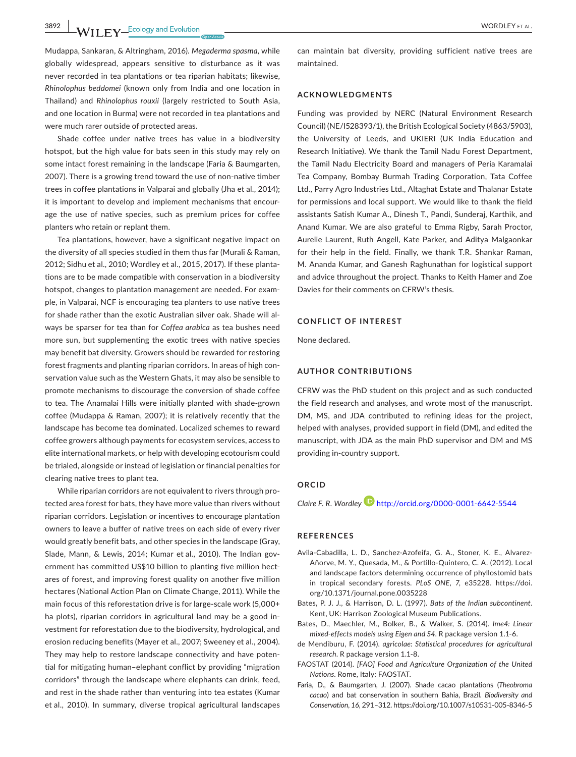Mudappa, Sankaran, & Altringham, 2016). *Megaderma spasma*, while globally widespread, appears sensitive to disturbance as it was never recorded in tea plantations or tea riparian habitats; likewise, *Rhinolophus beddomei* (known only from India and one location in Thailand) and *Rhinolophus rouxii* (largely restricted to South Asia, and one location in Burma) were not recorded in tea plantations and were much rarer outside of protected areas.

Shade coffee under native trees has value in a biodiversity hotspot, but the high value for bats seen in this study may rely on some intact forest remaining in the landscape (Faria & Baumgarten, 2007). There is a growing trend toward the use of non-native timber trees in coffee plantations in Valparai and globally (Jha et al., 2014); it is important to develop and implement mechanisms that encourage the use of native species, such as premium prices for coffee planters who retain or replant them.

Tea plantations, however, have a significant negative impact on the diversity of all species studied in them thus far (Murali & Raman, 2012; Sidhu et al., 2010; Wordley et al., 2015, 2017). If these plantations are to be made compatible with conservation in a biodiversity hotspot, changes to plantation management are needed. For example, in Valparai, NCF is encouraging tea planters to use native trees for shade rather than the exotic Australian silver oak. Shade will always be sparser for tea than for *Coffea arabica* as tea bushes need more sun, but supplementing the exotic trees with native species may benefit bat diversity. Growers should be rewarded for restoring forest fragments and planting riparian corridors. In areas of high conservation value such as the Western Ghats, it may also be sensible to promote mechanisms to discourage the conversion of shade coffee to tea. The Anamalai Hills were initially planted with shade-grown coffee (Mudappa & Raman, 2007); it is relatively recently that the landscape has become tea dominated. Localized schemes to reward coffee growers although payments for ecosystem services, access to elite international markets, or help with developing ecotourism could be trialed, alongside or instead of legislation or financial penalties for clearing native trees to plant tea.

While riparian corridors are not equivalent to rivers through protected area forest for bats, they have more value than rivers without riparian corridors. Legislation or incentives to encourage plantation owners to leave a buffer of native trees on each side of every river would greatly benefit bats, and other species in the landscape (Gray, Slade, Mann, & Lewis, 2014; Kumar et al., 2010). The Indian government has committed US$10 billion to planting five million hectares of forest, and improving forest quality on another five million hectares (National Action Plan on Climate Change, 2011). While the main focus of this reforestation drive is for large-scale work (5,000+ ha plots), riparian corridors in agricultural land may be a good investment for reforestation due to the biodiversity, hydrological, and erosion reducing benefits (Mayer et al., 2007; Sweeney et al., 2004). They may help to restore landscape connectivity and have potential for mitigating human–elephant conflict by providing "migration corridors" through the landscape where elephants can drink, feed, and rest in the shade rather than venturing into tea estates (Kumar et al., 2010). In summary, diverse tropical agricultural landscapes can maintain bat diversity, providing sufficient native trees are maintained.

## ACKNOWLEDGMENTS

Funding was provided by NERC (Natural Environment Research Council) (NE/I528393/1), the British Ecological Society (4863/5903), the University of Leeds, and UKIERI (UK India Education and Research Initiative). We thank the Tamil Nadu Forest Department, the Tamil Nadu Electricity Board and managers of Peria Karamalai Tea Company, Bombay Burmah Trading Corporation, Tata Coffee Ltd., Parry Agro Industries Ltd., Altaghat Estate and Thalanar Estate for permissions and local support. We would like to thank the field assistants Satish Kumar A., Dinesh T., Pandi, Sunderaj, Karthik, and Anand Kumar. We are also grateful to Emma Rigby, Sarah Proctor, Aurelie Laurent, Ruth Angell, Kate Parker, and Aditya Malgaonkar for their help in the field. Finally, we thank T.R. Shankar Raman, M. Ananda Kumar, and Ganesh Raghunathan for logistical support and advice throughout the project. Thanks to Keith Hamer and Zoe Davies for their comments on CFRW's thesis.

## CONFLICT OF INTEREST

None declared.

## AUTHOR CONTRIBUTIONS

CFRW was the PhD student on this project and as such conducted the field research and analyses, and wrote most of the manuscript. DM, MS, and JDA contributed to refining ideas for the project, helped with analyses, provided support in field (DM), and edited the manuscript, with JDA as the main PhD supervisor and DM and MS providing in-country support.

## ORCID

*Claire F. R. Wordley* http://orcid.org/0000-0001-6642-5544

## REFERENCES

Avila-Cabadilla, L. D., Sanchez-Azofeifa, G. A., Stoner, K. E., Alvarez-Añorve, M. Y., Quesada, M., & Portillo-Quintero, C. A. (2012). Local and landscape factors determining occurrence of phyllostomid bats in tropical secondary forests. *PLoS ONE*, *7*, e35228. https://doi.org/10.1371/journal.pone.0035228

Bates, P. J. J., & Harrison, D. L. (1997). *Bats of the Indian subcontinent*. Kent, UK: Harrison Zoological Museum Publications.

Bates, D., Maechler, M., Bolker, B., & Walker, S. (2014). *lme4: Linear mixed-effects models using Eigen and S4*. R package version 1.1-6.

de Mendiburu, F. (2014). *agricolae: Statistical procedures for agricultural research*. R package version 1.1-8.

FAOSTAT (2014). *[FAO] Food and Agriculture Organization of the United Nations*. Rome, Italy: FAOSTAT.

Faria, D., & Baumgarten, J. (2007). Shade cacao plantations (*Theobroma cacao*) and bat conservation in southern Bahia, Brazil. *Biodiversity and Conservation*, *16*, 291–312. https://doi.org/10.1007/s10531-005-8346-5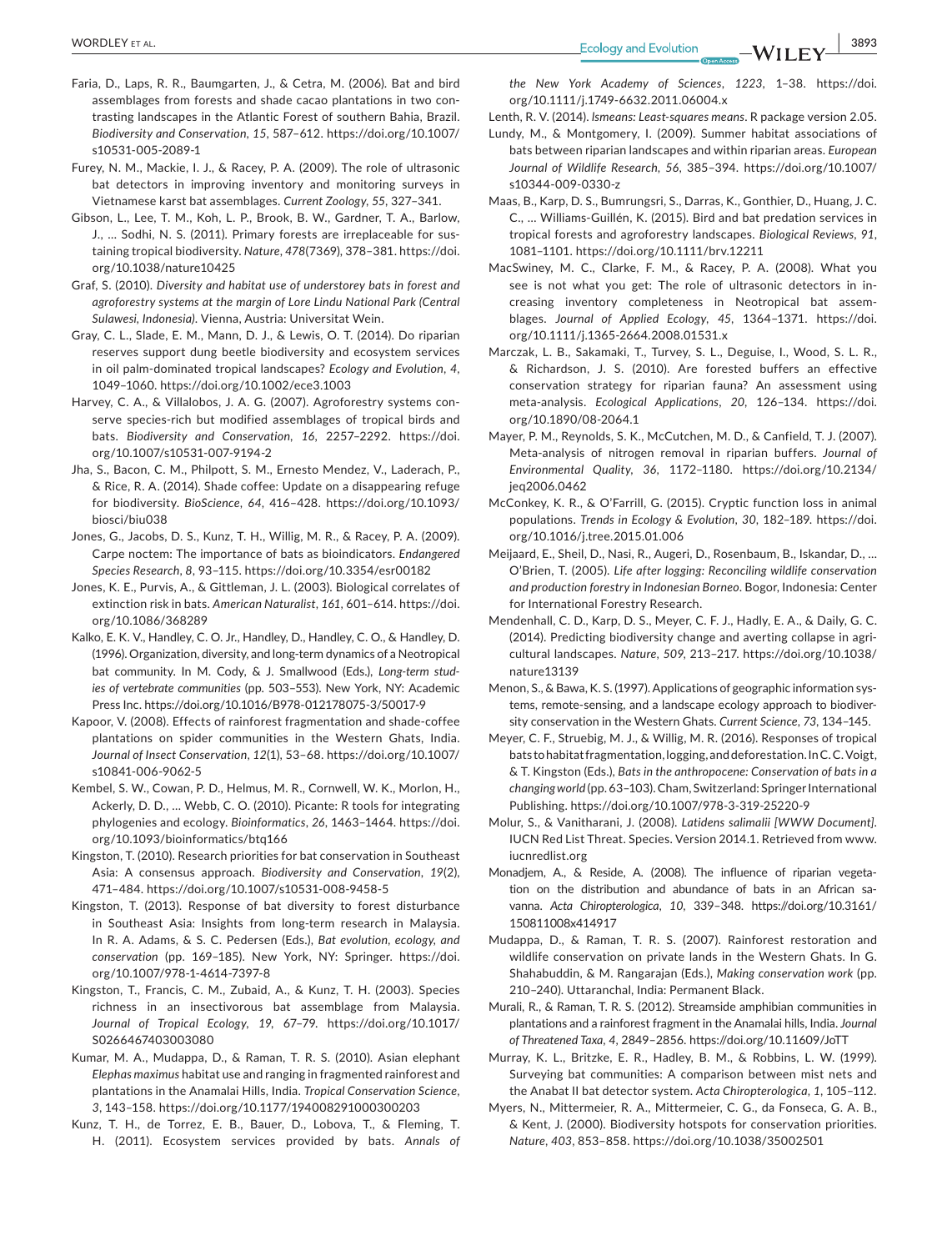Faria, D., Laps, R. R., Baumgarten, J., & Cetra, M. (2006). Bat and bird assemblages from forests and shade cacao plantations in two contrasting landscapes in the Atlantic Forest of southern Bahia, Brazil. *Biodiversity and Conservation*, *15*, 587–612. https://doi.org/10.1007/s10531-005-2089-1

Furey, N. M., Mackie, I. J., & Racey, P. A. (2009). The role of ultrasonic bat detectors in improving inventory and monitoring surveys in Vietnamese karst bat assemblages. *Current Zoology*, *55*, 327–341.

Gibson, L., Lee, T. M., Koh, L. P., Brook, B. W., Gardner, T. A., Barlow, J., … Sodhi, N. S. (2011). Primary forests are irreplaceable for sustaining tropical biodiversity. *Nature*, *478*(7369), 378–381. https://doi.org/10.1038/nature10425

Graf, S. (2010). *Diversity and habitat use of understorey bats in forest and agroforestry systems at the margin of Lore Lindu National Park (Central Sulawesi, Indonesia)*. Vienna, Austria: Universitat Wein.

Gray, C. L., Slade, E. M., Mann, D. J., & Lewis, O. T. (2014). Do riparian reserves support dung beetle biodiversity and ecosystem services in oil palm-dominated tropical landscapes? *Ecology and Evolution*, *4*, 1049–1060. https://doi.org/10.1002/ece3.1003

Harvey, C. A., & Villalobos, J. A. G. (2007). Agroforestry systems conserve species-rich but modified assemblages of tropical birds and bats. *Biodiversity and Conservation*, *16*, 2257–2292. https://doi.org/10.1007/s10531-007-9194-2

Jha, S., Bacon, C. M., Philpott, S. M., Ernesto Mendez, V., Laderach, P., & Rice, R. A. (2014). Shade coffee: Update on a disappearing refuge for biodiversity. *BioScience*, *64*, 416–428. https://doi.org/10.1093/biosci/biu038

Jones, G., Jacobs, D. S., Kunz, T. H., Willig, M. R., & Racey, P. A. (2009). Carpe noctem: The importance of bats as bioindicators. *Endangered Species Research*, *8*, 93–115. https://doi.org/10.3354/esr00182

Jones, K. E., Purvis, A., & Gittleman, J. L. (2003). Biological correlates of extinction risk in bats. *American Naturalist*, *161*, 601–614. https://doi.org/10.1086/368289

Kalko, E. K. V., Handley, C. O. Jr., Handley, D., Handley, C. O., & Handley, D. (1996). Organization, diversity, and long-term dynamics of a Neotropical bat community. In M. Cody, & J. Smallwood (Eds.), *Long-term studies of vertebrate communities* (pp. 503–553). New York, NY: Academic Press Inc. https://doi.org/10.1016/B978-012178075-3/50017-9

Kapoor, V. (2008). Effects of rainforest fragmentation and shade-coffee plantations on spider communities in the Western Ghats, India. *Journal of Insect Conservation*, *12*(1), 53–68. https://doi.org/10.1007/s10841-006-9062-5

Kembel, S. W., Cowan, P. D., Helmus, M. R., Cornwell, W. K., Morlon, H., Ackerly, D. D., … Webb, C. O. (2010). Picante: R tools for integrating phylogenies and ecology. *Bioinformatics*, *26*, 1463–1464. https://doi.org/10.1093/bioinformatics/btq166

Kingston, T. (2010). Research priorities for bat conservation in Southeast Asia: A consensus approach. *Biodiversity and Conservation*, *19*(2), 471–484. https://doi.org/10.1007/s10531-008-9458-5

Kingston, T. (2013). Response of bat diversity to forest disturbance in Southeast Asia: Insights from long-term research in Malaysia. In R. A. Adams, & S. C. Pedersen (Eds.), *Bat evolution, ecology, and conservation* (pp. 169–185). New York, NY: Springer. https://doi.org/10.1007/978-1-4614-7397-8

Kingston, T., Francis, C. M., Zubaid, A., & Kunz, T. H. (2003). Species richness in an insectivorous bat assemblage from Malaysia. *Journal of Tropical Ecology*, *19*, 67–79. https://doi.org/10.1017/S0266467403003080

Kumar, M. A., Mudappa, D., & Raman, T. R. S. (2010). Asian elephant *Elephas maximus* habitat use and ranging in fragmented rainforest and plantations in the Anamalai Hills, India. *Tropical Conservation Science*, *3*, 143–158. https://doi.org/10.1177/194008291000300203

Kunz, T. H., de Torrez, E. B., Bauer, D., Lobova, T., & Fleming, T. H. (2011). Ecosystem services provided by bats. *Annals of the New York Academy of Sciences*, *1223*, 1–38. https://doi.org/10.1111/j.1749-6632.2011.06004.x

Lenth, R. V. (2014). *lsmeans: Least-squares means*. R package version 2.05.

Lundy, M., & Montgomery, I. (2009). Summer habitat associations of bats between riparian landscapes and within riparian areas. *European Journal of Wildlife Research*, *56*, 385–394. https://doi.org/10.1007/s10344-009-0330-z

Maas, B., Karp, D. S., Bumrungsri, S., Darras, K., Gonthier, D., Huang, J. C. C., … Williams-Guillén, K. (2015). Bird and bat predation services in tropical forests and agroforestry landscapes. *Biological Reviews*, *91*, 1081–1101. https://doi.org/10.1111/brv.12211

MacSwiney, M. C., Clarke, F. M., & Racey, P. A. (2008). What you see is not what you get: The role of ultrasonic detectors in increasing inventory completeness in Neotropical bat assemblages. *Journal of Applied Ecology*, *45*, 1364–1371. https://doi.org/10.1111/j.1365-2664.2008.01531.x

Marczak, L. B., Sakamaki, T., Turvey, S. L., Deguise, I., Wood, S. L. R., & Richardson, J. S. (2010). Are forested buffers an effective conservation strategy for riparian fauna? An assessment using meta-analysis. *Ecological Applications*, *20*, 126–134. https://doi.org/10.1890/08-2064.1

Mayer, P. M., Reynolds, S. K., McCutchen, M. D., & Canfield, T. J. (2007). Meta-analysis of nitrogen removal in riparian buffers. *Journal of Environmental Quality*, *36*, 1172–1180. https://doi.org/10.2134/jeq2006.0462

McConkey, K. R., & O'Farrill, G. (2015). Cryptic function loss in animal populations. *Trends in Ecology & Evolution*, *30*, 182–189. https://doi.org/10.1016/j.tree.2015.01.006

Meijaard, E., Sheil, D., Nasi, R., Augeri, D., Rosenbaum, B., Iskandar, D., … O'Brien, T. (2005). *Life after logging: Reconciling wildlife conservation and production forestry in Indonesian Borneo*. Bogor, Indonesia: Center for International Forestry Research.

Mendenhall, C. D., Karp, D. S., Meyer, C. F. J., Hadly, E. A., & Daily, G. C. (2014). Predicting biodiversity change and averting collapse in agricultural landscapes. *Nature*, *509*, 213–217. https://doi.org/10.1038/nature13139

Menon, S., & Bawa, K. S. (1997). Applications of geographic information systems, remote-sensing, and a landscape ecology approach to biodiversity conservation in the Western Ghats. *Current Science*, *73*, 134–145.

Meyer, C. F., Struebig, M. J., & Willig, M. R. (2016). Responses of tropical bats to habitat fragmentation, logging, and deforestation. In C. C. Voigt, & T. Kingston (Eds.), *Bats in the anthropocene: Conservation of bats in a changing world* (pp. 63–103). Cham, Switzerland: Springer International Publishing. https://doi.org/10.1007/978-3-319-25220-9

Molur, S., & Vanitharani, J. (2008). *Latidens salimalii [WWW Document]*. IUCN Red List Threat. Species. Version 2014.1. Retrieved from www.iucnredlist.org

Monadjem, A., & Reside, A. (2008). The influence of riparian vegetation on the distribution and abundance of bats in an African savanna. *Acta Chiropterologica*, *10*, 339–348. https://doi.org/10.3161/150811008x414917

Mudappa, D., & Raman, T. R. S. (2007). Rainforest restoration and wildlife conservation on private lands in the Western Ghats. In G. Shahabuddin, & M. Rangarajan (Eds.), *Making conservation work* (pp. 210–240). Uttaranchal, India: Permanent Black.

Murali, R., & Raman, T. R. S. (2012). Streamside amphibian communities in plantations and a rainforest fragment in the Anamalai hills, India. *Journal of Threatened Taxa*, *4*, 2849–2856. https://doi.org/10.11609/JoTT

Murray, K. L., Britzke, E. R., Hadley, B. M., & Robbins, L. W. (1999). Surveying bat communities: A comparison between mist nets and the Anabat II bat detector system. *Acta Chiropterologica*, *1*, 105–112.

Myers, N., Mittermeier, R. A., Mittermeier, C. G., da Fonseca, G. A. B., & Kent, J. (2000). Biodiversity hotspots for conservation priorities. *Nature*, *403*, 853–858. https://doi.org/10.1038/35002501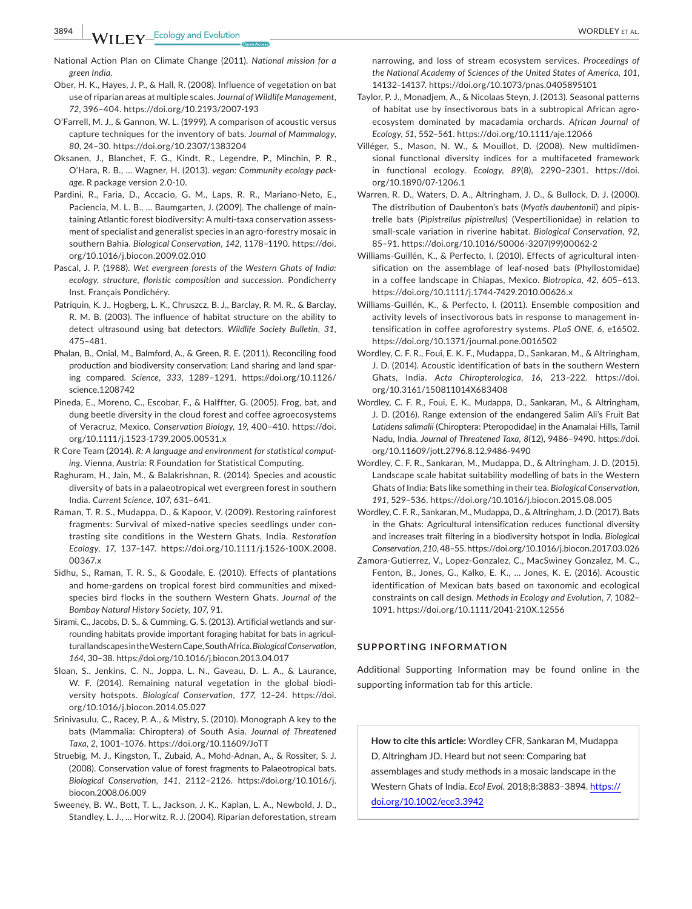National Action Plan on Climate Change (2011). *National mission for a green India*.

Ober, H. K., Hayes, J. P., & Hall, R. (2008). Influence of vegetation on bat use of riparian areas at multiple scales. *Journal of Wildlife Management*, *72*, 396–404. https://doi.org/10.2193/2007-193

O'Farrell, M. J., & Gannon, W. L. (1999). A comparison of acoustic versus capture techniques for the inventory of bats. *Journal of Mammalogy*, *80*, 24–30. https://doi.org/10.2307/1383204

Oksanen, J., Blanchet, F. G., Kindt, R., Legendre, P., Minchin, P. R., O'Hara, R. B., … Wagner, H. (2013). *vegan: Community ecology package*. R package version 2.0-10.

Pardini, R., Faria, D., Accacio, G. M., Laps, R. R., Mariano-Neto, E., Paciencia, M. L. B., … Baumgarten, J. (2009). The challenge of maintaining Atlantic forest biodiversity: A multi-taxa conservation assessment of specialist and generalist species in an agro-forestry mosaic in southern Bahia. *Biological Conservation*, *142*, 1178–1190. https://doi.org/10.1016/j.biocon.2009.02.010

Pascal, J. P. (1988). *Wet evergreen forests of the Western Ghats of India: ecology, structure, floristic composition and succession*. Pondicherry Inst. Français Pondichéry.

Patriquin, K. J., Hogberg, L. K., Chruszcz, B. J., Barclay, R. M. R., & Barclay, R. M. B. (2003). The influence of habitat structure on the ability to detect ultrasound using bat detectors. *Wildlife Society Bulletin*, *31*, 475–481.

Phalan, B., Onial, M., Balmford, A., & Green, R. E. (2011). Reconciling food production and biodiversity conservation: Land sharing and land sparing compared. *Science*, *333*, 1289–1291. https://doi.org/10.1126/science.1208742

Pineda, E., Moreno, C., Escobar, F., & Halffter, G. (2005). Frog, bat, and dung beetle diversity in the cloud forest and coffee agroecosystems of Veracruz, Mexico. *Conservation Biology*, *19*, 400–410. https://doi.org/10.1111/j.1523-1739.2005.00531.x

R Core Team (2014). *R: A language and environment for statistical computing*. Vienna, Austria: R Foundation for Statistical Computing.

Raghuram, H., Jain, M., & Balakrishnan, R. (2014). Species and acoustic diversity of bats in a palaeotropical wet evergreen forest in southern India. *Current Science*, *107*, 631–641.

Raman, T. R. S., Mudappa, D., & Kapoor, V. (2009). Restoring rainforest fragments: Survival of mixed-native species seedlings under contrasting site conditions in the Western Ghats, India. *Restoration Ecology*, *17*, 137–147. https://doi.org/10.1111/j.1526-100X.2008.00367.x

Sidhu, S., Raman, T. R. S., & Goodale, E. (2010). Effects of plantations and home-gardens on tropical forest bird communities and mixed-species bird flocks in the southern Western Ghats. *Journal of the Bombay Natural History Society*, *107*, 91.

Sirami, C., Jacobs, D. S., & Cumming, G. S. (2013). Artificial wetlands and surrounding habitats provide important foraging habitat for bats in agricultural landscapes in the Western Cape, South Africa. *Biological Conservation*, *164*, 30–38. https://doi.org/10.1016/j.biocon.2013.04.017

Sloan, S., Jenkins, C. N., Joppa, L. N., Gaveau, D. L. A., & Laurance, W. F. (2014). Remaining natural vegetation in the global biodiversity hotspots. *Biological Conservation*, *177*, 12–24. https://doi.org/10.1016/j.biocon.2014.05.027

Srinivasulu, C., Racey, P. A., & Mistry, S. (2010). Monograph A key to the bats (Mammalia: Chiroptera) of South Asia. *Journal of Threatened Taxa*, *2*, 1001–1076. https://doi.org/10.11609/JoTT

Struebig, M. J., Kingston, T., Zubaid, A., Mohd-Adnan, A., & Rossiter, S. J. (2008). Conservation value of forest fragments to Palaeotropical bats. *Biological Conservation*, *141*, 2112–2126. https://doi.org/10.1016/j.biocon.2008.06.009

Sweeney, B. W., Bott, T. L., Jackson, J. K., Kaplan, L. A., Newbold, J. D., Standley, L. J., … Horwitz, R. J. (2004). Riparian deforestation, stream narrowing, and loss of stream ecosystem services. *Proceedings of the National Academy of Sciences of the United States of America*, *101*, 14132–14137. https://doi.org/10.1073/pnas.0405895101

Taylor, P. J., Monadjem, A., & Nicolaas Steyn, J. (2013). Seasonal patterns of habitat use by insectivorous bats in a subtropical African agro-ecosystem dominated by macadamia orchards. *African Journal of Ecology*, *51*, 552–561. https://doi.org/10.1111/aje.12066

Villéger, S., Mason, N. W., & Mouillot, D. (2008). New multidimensional functional diversity indices for a multifaceted framework in functional ecology. *Ecology*, *89*(8), 2290–2301. https://doi.org/10.1890/07-1206.1

Warren, R. D., Waters, D. A., Altringham, J. D., & Bullock, D. J. (2000). The distribution of Daubenton's bats (*Myotis daubentonii*) and pipistrelle bats (*Pipistrellus pipistrellus*) (Vespertilionidae) in relation to small-scale variation in riverine habitat. *Biological Conservation*, *92*, 85–91. https://doi.org/10.1016/S0006-3207(99)00062-2

Williams-Guillén, K., & Perfecto, I. (2010). Effects of agricultural intensification on the assemblage of leaf-nosed bats (Phyllostomidae) in a coffee landscape in Chiapas, Mexico. *Biotropica*, *42*, 605–613. https://doi.org/10.1111/j.1744-7429.2010.00626.x

Williams-Guillén, K., & Perfecto, I. (2011). Ensemble composition and activity levels of insectivorous bats in response to management intensification in coffee agroforestry systems. *PLoS ONE*, *6*, e16502. https://doi.org/10.1371/journal.pone.0016502

Wordley, C. F. R., Foui, E. K. F., Mudappa, D., Sankaran, M., & Altringham, J. D. (2014). Acoustic identification of bats in the southern Western Ghats, India. *Acta Chiropterologica*, *16*, 213–222. https://doi.org/10.3161/150811014X683408

Wordley, C. F. R., Foui, E. K., Mudappa, D., Sankaran, M., & Altringham, J. D. (2016). Range extension of the endangered Salim Ali's Fruit Bat *Latidens salimalii* (Chiroptera: Pteropodidae) in the Anamalai Hills, Tamil Nadu, India. *Journal of Threatened Taxa*, *8*(12), 9486–9490. https://doi.org/10.11609/jott.2796.8.12.9486-9490

Wordley, C. F. R., Sankaran, M., Mudappa, D., & Altringham, J. D. (2015). Landscape scale habitat suitability modelling of bats in the Western Ghats of India: Bats like something in their tea. *Biological Conservation*, *191*, 529–536. https://doi.org/10.1016/j.biocon.2015.08.005

Wordley, C. F. R., Sankaran, M., Mudappa, D., & Altringham, J. D. (2017). Bats in the Ghats: Agricultural intensification reduces functional diversity and increases trait filtering in a biodiversity hotspot in India. *Biological Conservation*, *210*, 48–55. https://doi.org/10.1016/j.biocon.2017.03.026

Zamora-Gutierrez, V., Lopez-Gonzalez, C., MacSwiney Gonzalez, M. C., Fenton, B., Jones, G., Kalko, E. K., … Jones, K. E. (2016). Acoustic identification of Mexican bats based on taxonomic and ecological constraints on call design. *Methods in Ecology and Evolution*, *7*, 1082–1091. https://doi.org/10.1111/2041-210X.12556

## SUPPORTING INFORMATION

Additional Supporting Information may be found online in the supporting information tab for this article.

**How to cite this article:** Wordley CFR, Sankaran M, Mudappa D, Altringham JD. Heard but not seen: Comparing bat assemblages and study methods in a mosaic landscape in the Western Ghats of India. *Ecol Evol*. 2018;8:3883–3894. https://doi.org/10.1002/ece3.3942